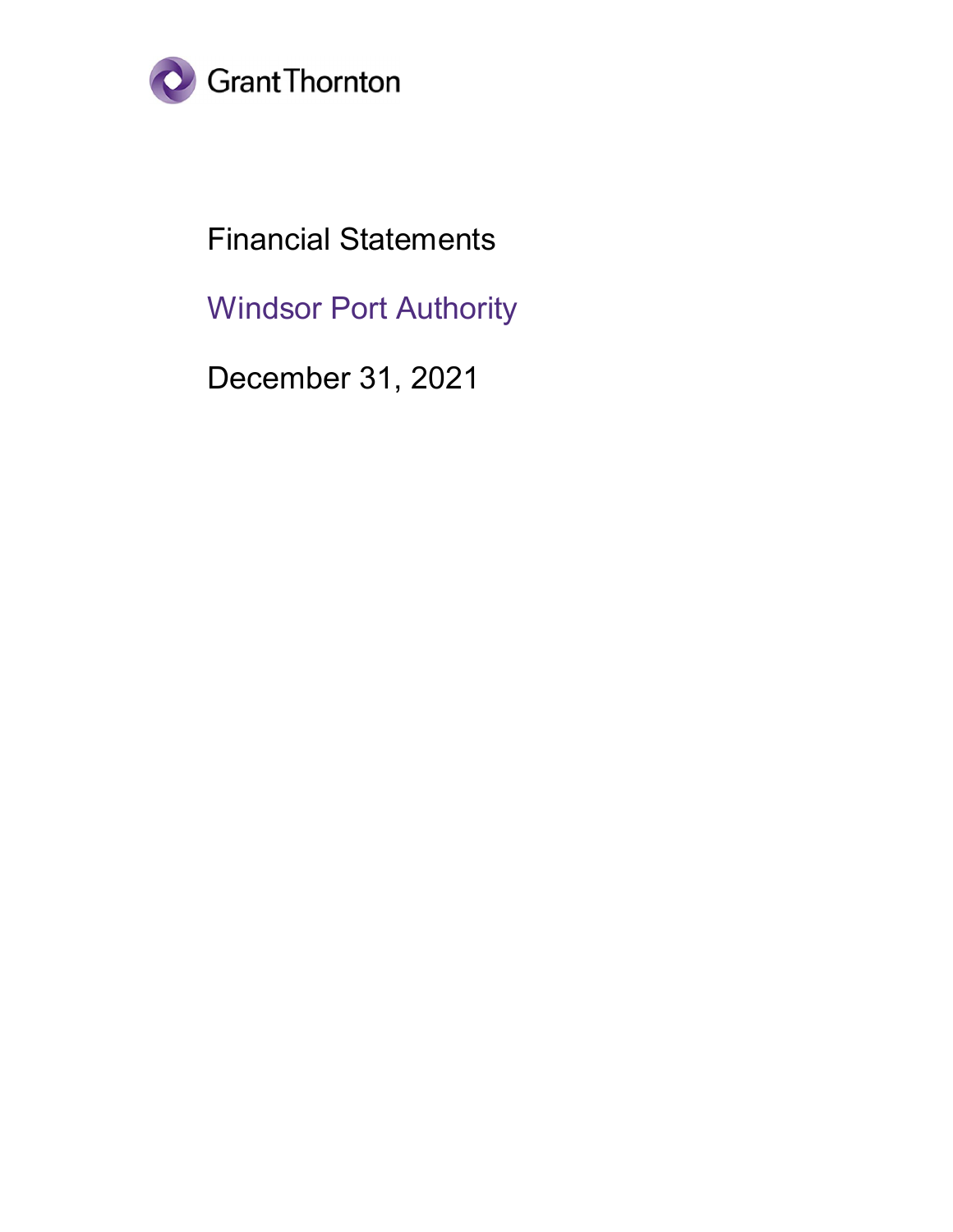Grant Thornton

# Financial Statements

## Windsor Port Authority

December 31, 2021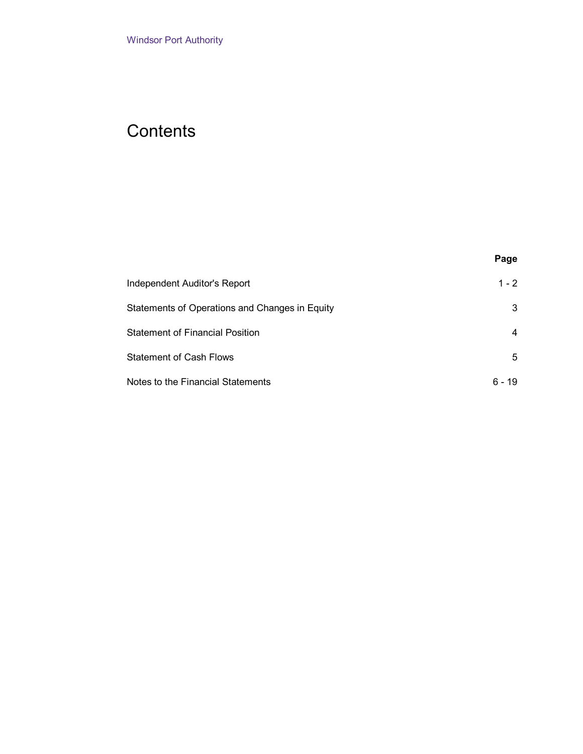Windsor Port Authority

# Contents

| | Page |
|---|---|
| Independent Auditor's Report | 1 - 2 |
| Statements of Operations and Changes in Equity | 3 |
| Statement of Financial Position | 4 |
| Statement of Cash Flows | 5 |
| Notes to the Financial Statements | 6 - 19 |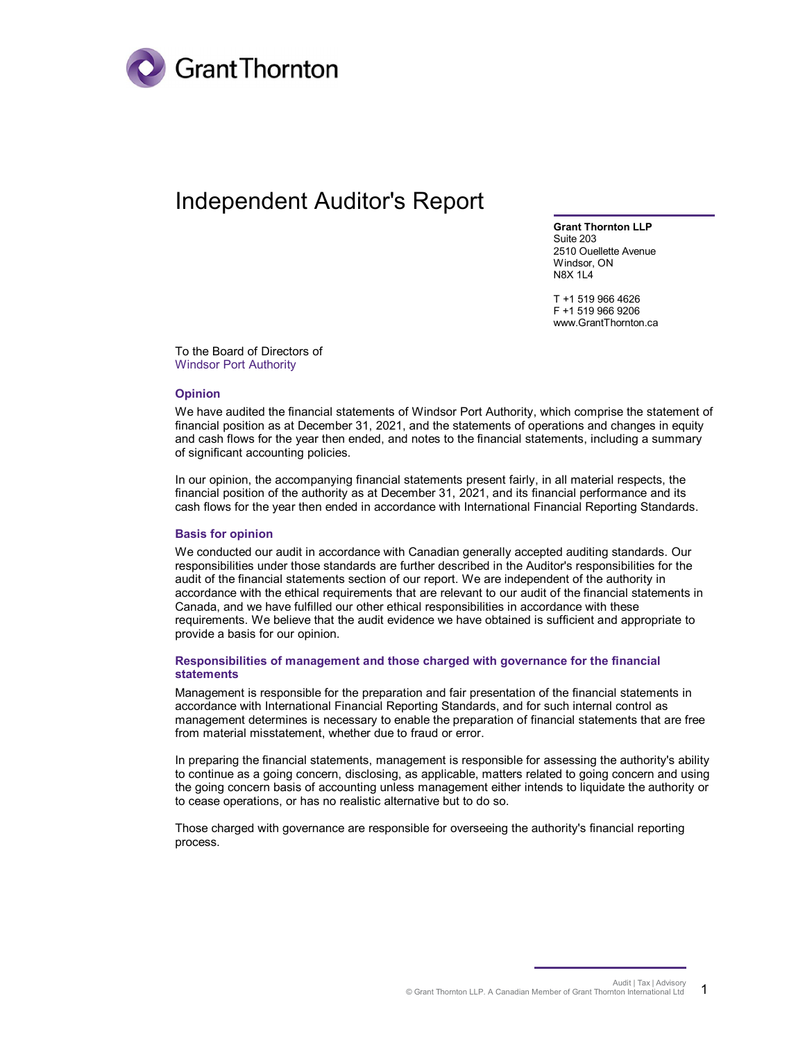# Independent Auditor's Report

**Grant Thornton LLP**
Suite 203
2510 Ouellette Avenue
Windsor, ON
N8X 1L4

T +1 519 966 4626
F +1 519 966 9206
www.GrantThornton.ca

To the Board of Directors of
Windsor Port Authority

## Opinion

We have audited the financial statements of Windsor Port Authority, which comprise the statement of financial position as at December 31, 2021, and the statements of operations and changes in equity and cash flows for the year then ended, and notes to the financial statements, including a summary of significant accounting policies.

In our opinion, the accompanying financial statements present fairly, in all material respects, the financial position of the authority as at December 31, 2021, and its financial performance and its cash flows for the year then ended in accordance with International Financial Reporting Standards.

## Basis for opinion

We conducted our audit in accordance with Canadian generally accepted auditing standards. Our responsibilities under those standards are further described in the Auditor's responsibilities for the audit of the financial statements section of our report. We are independent of the authority in accordance with the ethical requirements that are relevant to our audit of the financial statements in Canada, and we have fulfilled our other ethical responsibilities in accordance with these requirements. We believe that the audit evidence we have obtained is sufficient and appropriate to provide a basis for our opinion.

## Responsibilities of management and those charged with governance for the financial statements

Management is responsible for the preparation and fair presentation of the financial statements in accordance with International Financial Reporting Standards, and for such internal control as management determines is necessary to enable the preparation of financial statements that are free from material misstatement, whether due to fraud or error.

In preparing the financial statements, management is responsible for assessing the authority's ability to continue as a going concern, disclosing, as applicable, matters related to going concern and using the going concern basis of accounting unless management either intends to liquidate the authority or to cease operations, or has no realistic alternative but to do so.

Those charged with governance are responsible for overseeing the authority's financial reporting process.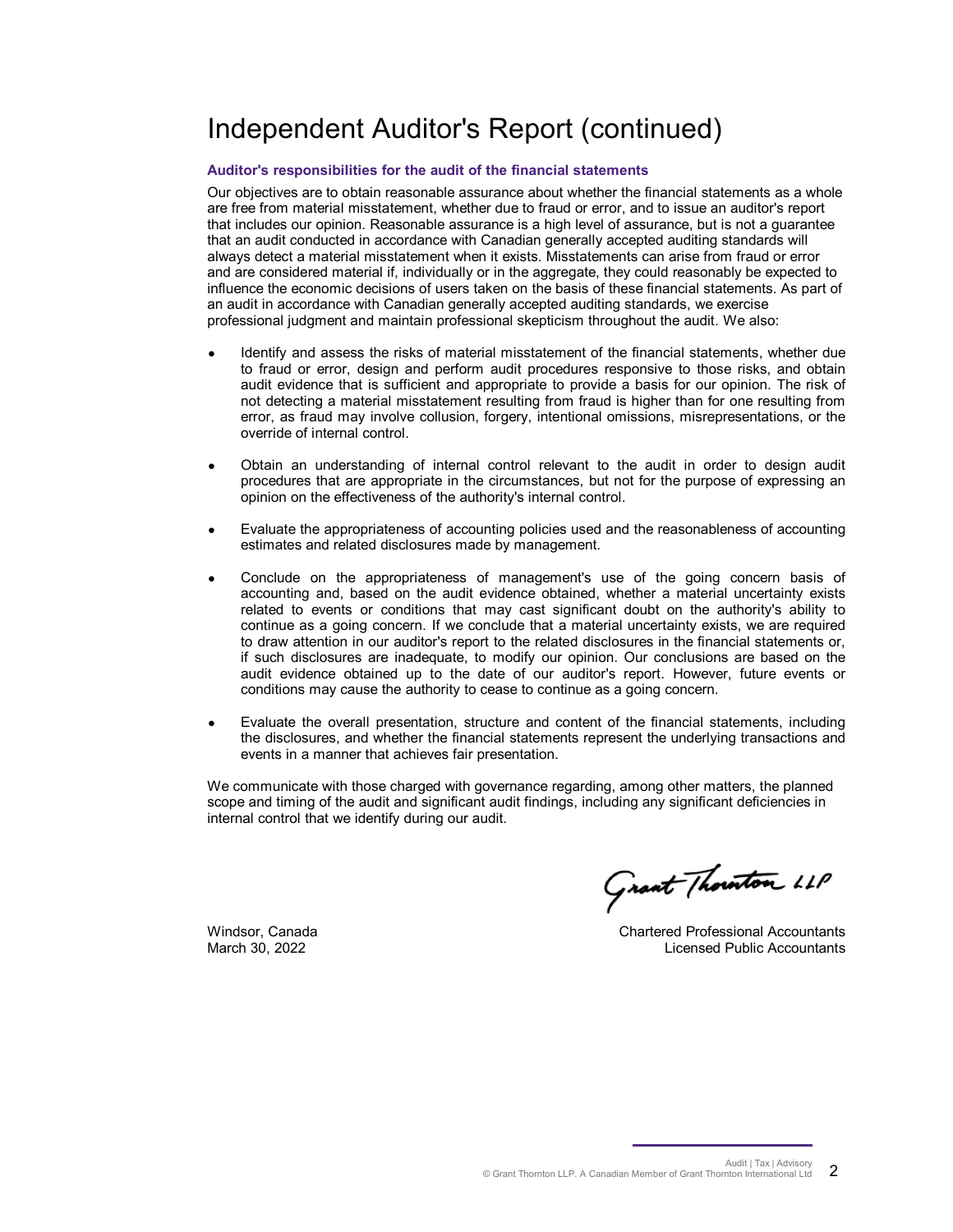# Independent Auditor's Report (continued)

**Auditor's responsibilities for the audit of the financial statements**

Our objectives are to obtain reasonable assurance about whether the financial statements as a whole are free from material misstatement, whether due to fraud or error, and to issue an auditor's report that includes our opinion. Reasonable assurance is a high level of assurance, but is not a guarantee that an audit conducted in accordance with Canadian generally accepted auditing standards will always detect a material misstatement when it exists. Misstatements can arise from fraud or error and are considered material if, individually or in the aggregate, they could reasonably be expected to influence the economic decisions of users taken on the basis of these financial statements. As part of an audit in accordance with Canadian generally accepted auditing standards, we exercise professional judgment and maintain professional skepticism throughout the audit. We also:

- Identify and assess the risks of material misstatement of the financial statements, whether due to fraud or error, design and perform audit procedures responsive to those risks, and obtain audit evidence that is sufficient and appropriate to provide a basis for our opinion. The risk of not detecting a material misstatement resulting from fraud is higher than for one resulting from error, as fraud may involve collusion, forgery, intentional omissions, misrepresentations, or the override of internal control.

- Obtain an understanding of internal control relevant to the audit in order to design audit procedures that are appropriate in the circumstances, but not for the purpose of expressing an opinion on the effectiveness of the authority's internal control.

- Evaluate the appropriateness of accounting policies used and the reasonableness of accounting estimates and related disclosures made by management.

- Conclude on the appropriateness of management's use of the going concern basis of accounting and, based on the audit evidence obtained, whether a material uncertainty exists related to events or conditions that may cast significant doubt on the authority's ability to continue as a going concern. If we conclude that a material uncertainty exists, we are required to draw attention in our auditor's report to the related disclosures in the financial statements or, if such disclosures are inadequate, to modify our opinion. Our conclusions are based on the audit evidence obtained up to the date of our auditor's report. However, future events or conditions may cause the authority to cease to continue as a going concern.

- Evaluate the overall presentation, structure and content of the financial statements, including the disclosures, and whether the financial statements represent the underlying transactions and events in a manner that achieves fair presentation.

We communicate with those charged with governance regarding, among other matters, the planned scope and timing of the audit and significant audit findings, including any significant deficiencies in internal control that we identify during our audit.

Grant Thornton LLP

Windsor, Canada
March 30, 2022

Chartered Professional Accountants
Licensed Public Accountants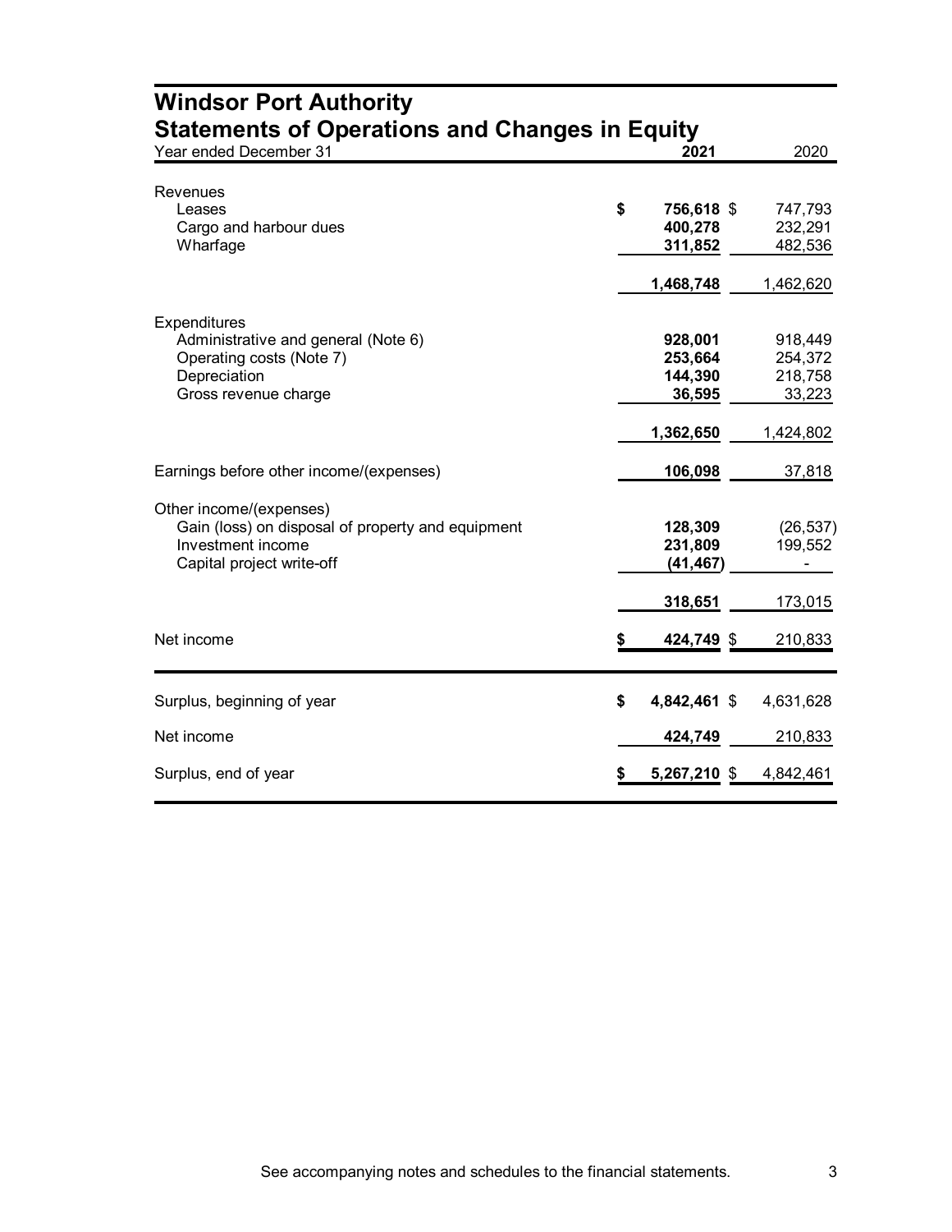# Windsor Port Authority

## Statements of Operations and Changes in Equity

| Year ended December 31 | 2021 | 2020 |
|---|---|---|
| **Revenues** | | |
| Leases | $ 756,618 | $ 747,793 |
| Cargo and harbour dues | 400,278 | 232,291 |
| Wharfage | 311,852 | 482,536 |
| | 1,468,748 | 1,462,620 |
| **Expenditures** | | |
| Administrative and general (Note 6) | 928,001 | 918,449 |
| Operating costs (Note 7) | 253,664 | 254,372 |
| Depreciation | 144,390 | 218,758 |
| Gross revenue charge | 36,595 | 33,223 |
| | 1,362,650 | 1,424,802 |
| Earnings before other income/(expenses) | 106,098 | 37,818 |
| **Other income/(expenses)** | | |
| Gain (loss) on disposal of property and equipment | 128,309 | (26,537) |
| Investment income | 231,809 | 199,552 |
| Capital project write-off | (41,467) | - |
| | 318,651 | 173,015 |
| Net income | $ 424,749 | $ 210,833 |

| | 2021 | 2020 |
|---|---|---|
| Surplus, beginning of year | $ 4,842,461 | $ 4,631,628 |
| Net income | 424,749 | 210,833 |
| Surplus, end of year | $ 5,267,210 | $ 4,842,461 |

See accompanying notes and schedules to the financial statements.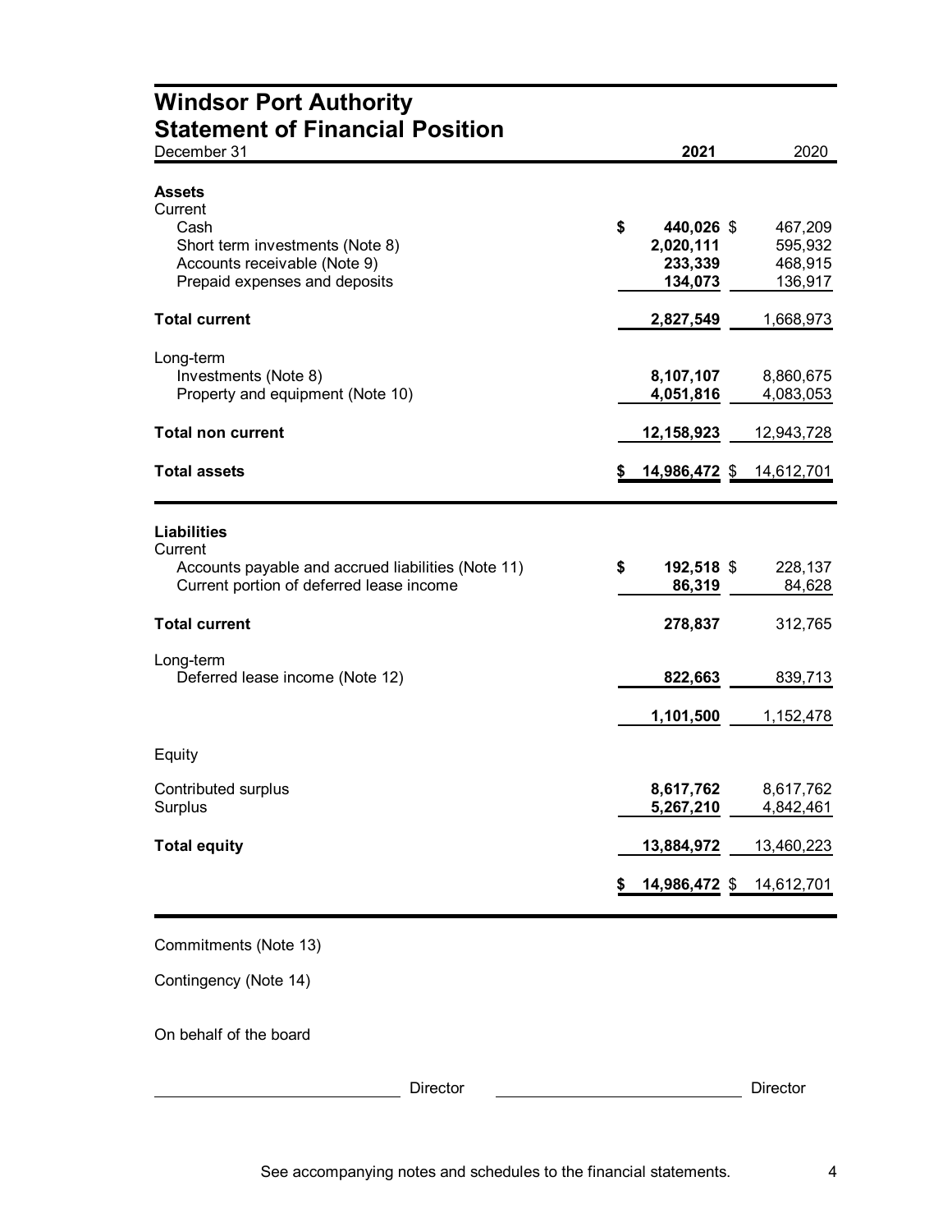# Windsor Port Authority
## Statement of Financial Position

| December 31 | 2021 | 2020 |
|---|---|---|
| **Assets** | | |
| Current | | |
| Cash | **$ 440,026** | $ 467,209 |
| Short term investments (Note 8) | **2,020,111** | 595,932 |
| Accounts receivable (Note 9) | **233,339** | 468,915 |
| Prepaid expenses and deposits | **134,073** | 136,917 |
| **Total current** | **2,827,549** | 1,668,973 |
| Long-term | | |
| Investments (Note 8) | **8,107,107** | 8,860,675 |
| Property and equipment (Note 10) | **4,051,816** | 4,083,053 |
| **Total non current** | **12,158,923** | 12,943,728 |
| **Total assets** | **$ 14,986,472** | $ 14,612,701 |
| **Liabilities** | | |
| Current | | |
| Accounts payable and accrued liabilities (Note 11) | **$ 192,518** | $ 228,137 |
| Current portion of deferred lease income | **86,319** | 84,628 |
| **Total current** | **278,837** | 312,765 |
| Long-term | | |
| Deferred lease income (Note 12) | **822,663** | 839,713 |
| | **1,101,500** | 1,152,478 |
| Equity | | |
| Contributed surplus | **8,617,762** | 8,617,762 |
| Surplus | **5,267,210** | 4,842,461 |
| **Total equity** | **13,884,972** | 13,460,223 |
| | **$ 14,986,472** | $ 14,612,701 |

Commitments (Note 13)

Contingency (Note 14)

On behalf of the board

\_\_\_\_\_\_\_\_\_\_\_\_\_\_\_\_\_\_\_\_\_\_\_\_ Director \_\_\_\_\_\_\_\_\_\_\_\_\_\_\_\_\_\_\_\_\_\_\_\_ Director

See accompanying notes and schedules to the financial statements.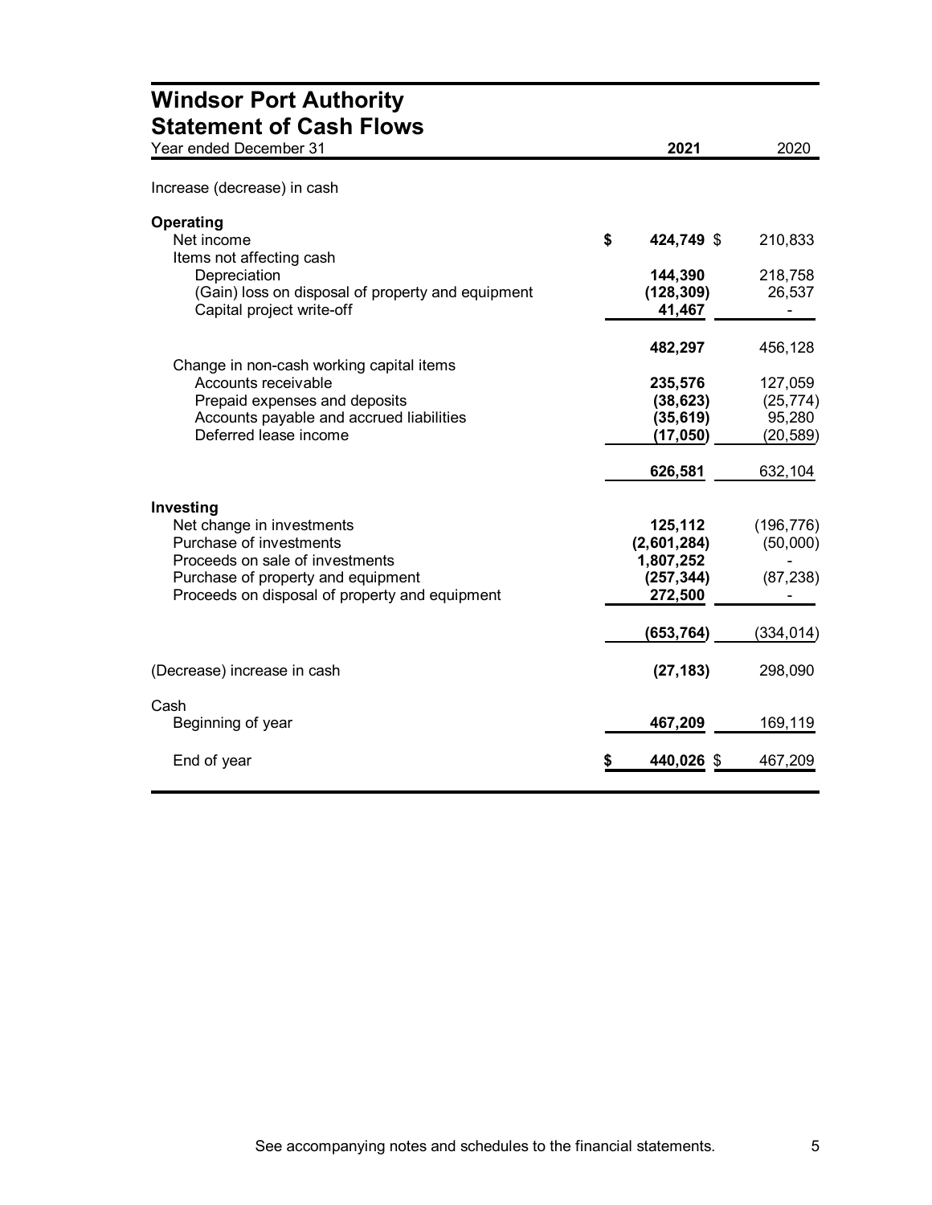# Windsor Port Authority
## Statement of Cash Flows

| Year ended December 31 | 2021 | 2020 |
| --- | --- | --- |
| Increase (decrease) in cash | | |
| **Operating** | | |
| Net income | $ 424,749 | $ 210,833 |
| Items not affecting cash | | |
| Depreciation | 144,390 | 218,758 |
| (Gain) loss on disposal of property and equipment | (128,309) | 26,537 |
| Capital project write-off | 41,467 | - |
| | 482,297 | 456,128 |
| Change in non-cash working capital items | | |
| Accounts receivable | 235,576 | 127,059 |
| Prepaid expenses and deposits | (38,623) | (25,774) |
| Accounts payable and accrued liabilities | (35,619) | 95,280 |
| Deferred lease income | (17,050) | (20,589) |
| | 626,581 | 632,104 |
| **Investing** | | |
| Net change in investments | 125,112 | (196,776) |
| Purchase of investments | (2,601,284) | (50,000) |
| Proceeds on sale of investments | 1,807,252 | - |
| Purchase of property and equipment | (257,344) | (87,238) |
| Proceeds on disposal of property and equipment | 272,500 | - |
| | (653,764) | (334,014) |
| (Decrease) increase in cash | (27,183) | 298,090 |
| Cash | | |
| Beginning of year | 467,209 | 169,119 |
| End of year | $ 440,026 | $ 467,209 |

See accompanying notes and schedules to the financial statements.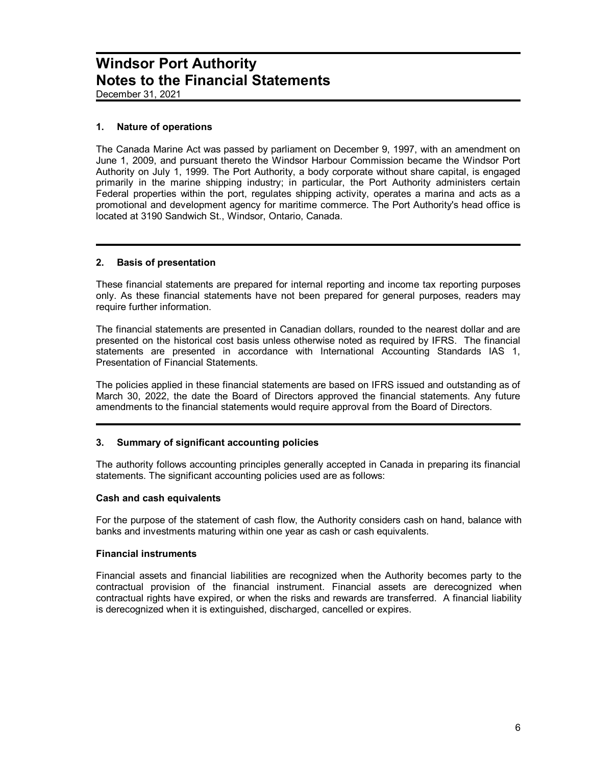# Windsor Port Authority
# Notes to the Financial Statements

December 31, 2021

## 1. Nature of operations

The Canada Marine Act was passed by parliament on December 9, 1997, with an amendment on June 1, 2009, and pursuant thereto the Windsor Harbour Commission became the Windsor Port Authority on July 1, 1999. The Port Authority, a body corporate without share capital, is engaged primarily in the marine shipping industry; in particular, the Port Authority administers certain Federal properties within the port, regulates shipping activity, operates a marina and acts as a promotional and development agency for maritime commerce. The Port Authority's head office is located at 3190 Sandwich St., Windsor, Ontario, Canada.

## 2. Basis of presentation

These financial statements are prepared for internal reporting and income tax reporting purposes only. As these financial statements have not been prepared for general purposes, readers may require further information.

The financial statements are presented in Canadian dollars, rounded to the nearest dollar and are presented on the historical cost basis unless otherwise noted as required by IFRS. The financial statements are presented in accordance with International Accounting Standards IAS 1, Presentation of Financial Statements.

The policies applied in these financial statements are based on IFRS issued and outstanding as of March 30, 2022, the date the Board of Directors approved the financial statements. Any future amendments to the financial statements would require approval from the Board of Directors.

## 3. Summary of significant accounting policies

The authority follows accounting principles generally accepted in Canada in preparing its financial statements. The significant accounting policies used are as follows:

### Cash and cash equivalents

For the purpose of the statement of cash flow, the Authority considers cash on hand, balance with banks and investments maturing within one year as cash or cash equivalents.

### Financial instruments

Financial assets and financial liabilities are recognized when the Authority becomes party to the contractual provision of the financial instrument. Financial assets are derecognized when contractual rights have expired, or when the risks and rewards are transferred. A financial liability is derecognized when it is extinguished, discharged, cancelled or expires.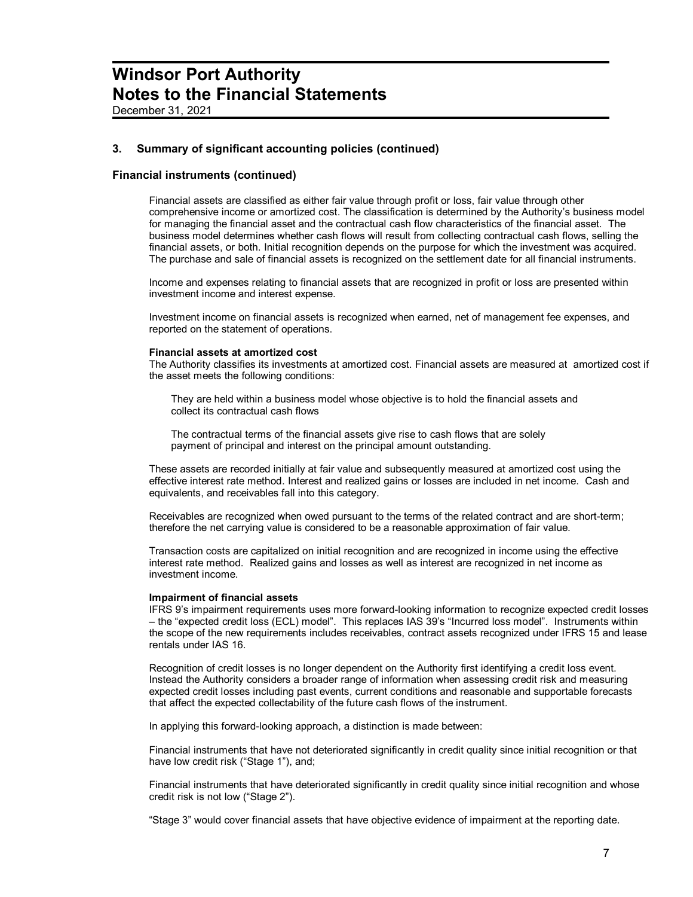## 3. Summary of significant accounting policies (continued)

### Financial instruments (continued)

Financial assets are classified as either fair value through profit or loss, fair value through other comprehensive income or amortized cost. The classification is determined by the Authority's business model for managing the financial asset and the contractual cash flow characteristics of the financial asset. The business model determines whether cash flows will result from collecting contractual cash flows, selling the financial assets, or both. Initial recognition depends on the purpose for which the investment was acquired. The purchase and sale of financial assets is recognized on the settlement date for all financial instruments.

Income and expenses relating to financial assets that are recognized in profit or loss are presented within investment income and interest expense.

Investment income on financial assets is recognized when earned, net of management fee expenses, and reported on the statement of operations.

**Financial assets at amortized cost**

The Authority classifies its investments at amortized cost. Financial assets are measured at amortized cost if the asset meets the following conditions:

They are held within a business model whose objective is to hold the financial assets and collect its contractual cash flows

The contractual terms of the financial assets give rise to cash flows that are solely payment of principal and interest on the principal amount outstanding.

These assets are recorded initially at fair value and subsequently measured at amortized cost using the effective interest rate method. Interest and realized gains or losses are included in net income. Cash and equivalents, and receivables fall into this category.

Receivables are recognized when owed pursuant to the terms of the related contract and are short-term; therefore the net carrying value is considered to be a reasonable approximation of fair value.

Transaction costs are capitalized on initial recognition and are recognized in income using the effective interest rate method. Realized gains and losses as well as interest are recognized in net income as investment income.

**Impairment of financial assets**

IFRS 9's impairment requirements uses more forward-looking information to recognize expected credit losses – the "expected credit loss (ECL) model". This replaces IAS 39's "Incurred loss model". Instruments within the scope of the new requirements includes receivables, contract assets recognized under IFRS 15 and lease rentals under IAS 16.

Recognition of credit losses is no longer dependent on the Authority first identifying a credit loss event. Instead the Authority considers a broader range of information when assessing credit risk and measuring expected credit losses including past events, current conditions and reasonable and supportable forecasts that affect the expected collectability of the future cash flows of the instrument.

In applying this forward-looking approach, a distinction is made between:

Financial instruments that have not deteriorated significantly in credit quality since initial recognition or that have low credit risk ("Stage 1"), and;

Financial instruments that have deteriorated significantly in credit quality since initial recognition and whose credit risk is not low ("Stage 2").

"Stage 3" would cover financial assets that have objective evidence of impairment at the reporting date.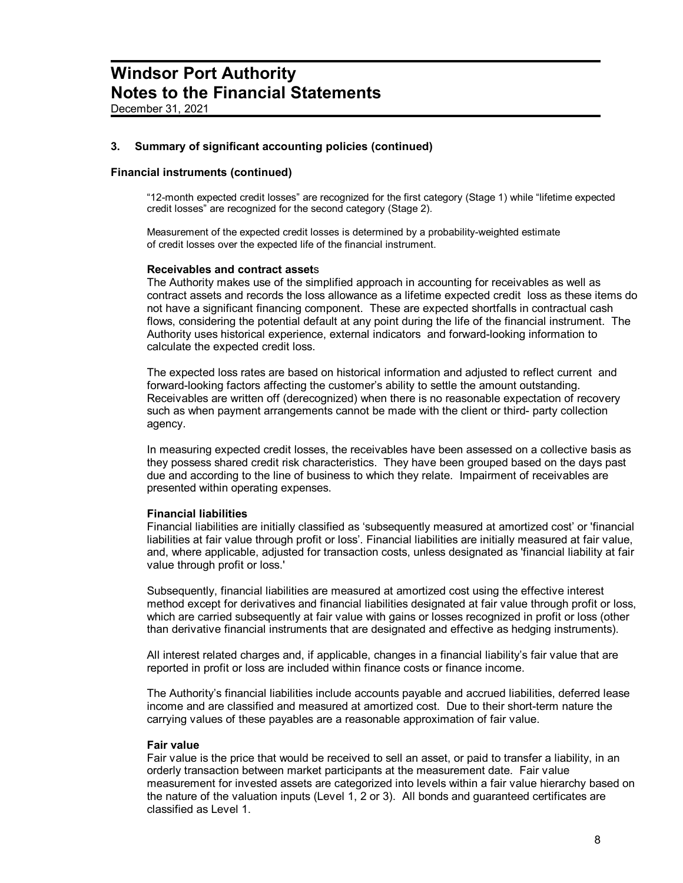## 3. Summary of significant accounting policies (continued)

### Financial instruments (continued)

"12-month expected credit losses" are recognized for the first category (Stage 1) while "lifetime expected credit losses" are recognized for the second category (Stage 2).

Measurement of the expected credit losses is determined by a probability-weighted estimate of credit losses over the expected life of the financial instrument.

**Receivables and contract assets**

The Authority makes use of the simplified approach in accounting for receivables as well as contract assets and records the loss allowance as a lifetime expected credit loss as these items do not have a significant financing component. These are expected shortfalls in contractual cash flows, considering the potential default at any point during the life of the financial instrument. The Authority uses historical experience, external indicators and forward-looking information to calculate the expected credit loss.

The expected loss rates are based on historical information and adjusted to reflect current and forward-looking factors affecting the customer's ability to settle the amount outstanding. Receivables are written off (derecognized) when there is no reasonable expectation of recovery such as when payment arrangements cannot be made with the client or third- party collection agency.

In measuring expected credit losses, the receivables have been assessed on a collective basis as they possess shared credit risk characteristics. They have been grouped based on the days past due and according to the line of business to which they relate. Impairment of receivables are presented within operating expenses.

**Financial liabilities**

Financial liabilities are initially classified as 'subsequently measured at amortized cost' or 'financial liabilities at fair value through profit or loss'. Financial liabilities are initially measured at fair value, and, where applicable, adjusted for transaction costs, unless designated as 'financial liability at fair value through profit or loss.'

Subsequently, financial liabilities are measured at amortized cost using the effective interest method except for derivatives and financial liabilities designated at fair value through profit or loss, which are carried subsequently at fair value with gains or losses recognized in profit or loss (other than derivative financial instruments that are designated and effective as hedging instruments).

All interest related charges and, if applicable, changes in a financial liability's fair value that are reported in profit or loss are included within finance costs or finance income.

The Authority's financial liabilities include accounts payable and accrued liabilities, deferred lease income and are classified and measured at amortized cost. Due to their short-term nature the carrying values of these payables are a reasonable approximation of fair value.

**Fair value**

Fair value is the price that would be received to sell an asset, or paid to transfer a liability, in an orderly transaction between market participants at the measurement date. Fair value measurement for invested assets are categorized into levels within a fair value hierarchy based on the nature of the valuation inputs (Level 1, 2 or 3). All bonds and guaranteed certificates are classified as Level 1.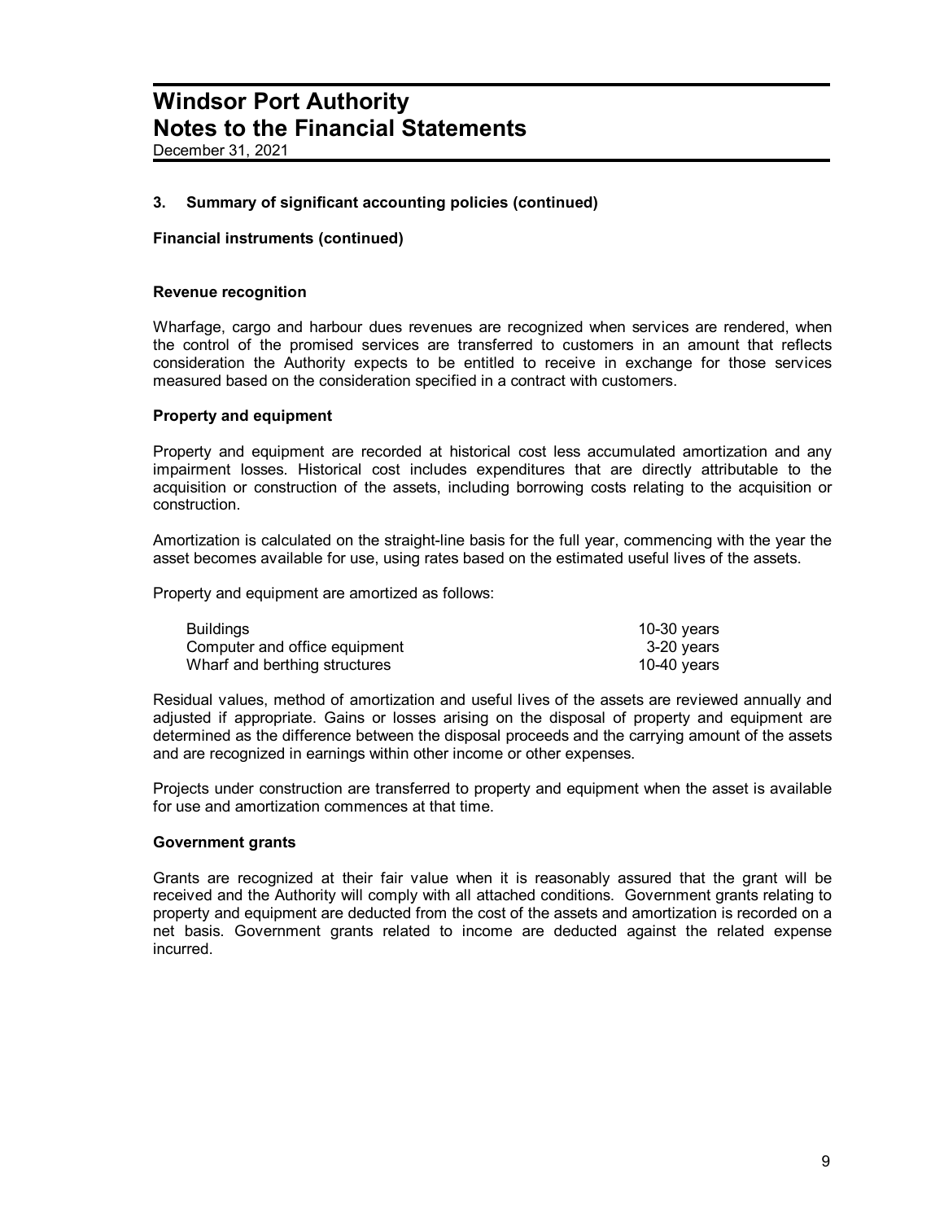## 3. Summary of significant accounting policies (continued)

### Financial instruments (continued)

### Revenue recognition

Wharfage, cargo and harbour dues revenues are recognized when services are rendered, when the control of the promised services are transferred to customers in an amount that reflects consideration the Authority expects to be entitled to receive in exchange for those services measured based on the consideration specified in a contract with customers.

### Property and equipment

Property and equipment are recorded at historical cost less accumulated amortization and any impairment losses. Historical cost includes expenditures that are directly attributable to the acquisition or construction of the assets, including borrowing costs relating to the acquisition or construction.

Amortization is calculated on the straight-line basis for the full year, commencing with the year the asset becomes available for use, using rates based on the estimated useful lives of the assets.

Property and equipment are amortized as follows:

| | |
|---|---|
| Buildings | 10-30 years |
| Computer and office equipment | 3-20 years |
| Wharf and berthing structures | 10-40 years |

Residual values, method of amortization and useful lives of the assets are reviewed annually and adjusted if appropriate. Gains or losses arising on the disposal of property and equipment are determined as the difference between the disposal proceeds and the carrying amount of the assets and are recognized in earnings within other income or other expenses.

Projects under construction are transferred to property and equipment when the asset is available for use and amortization commences at that time.

### Government grants

Grants are recognized at their fair value when it is reasonably assured that the grant will be received and the Authority will comply with all attached conditions. Government grants relating to property and equipment are deducted from the cost of the assets and amortization is recorded on a net basis. Government grants related to income are deducted against the related expense incurred.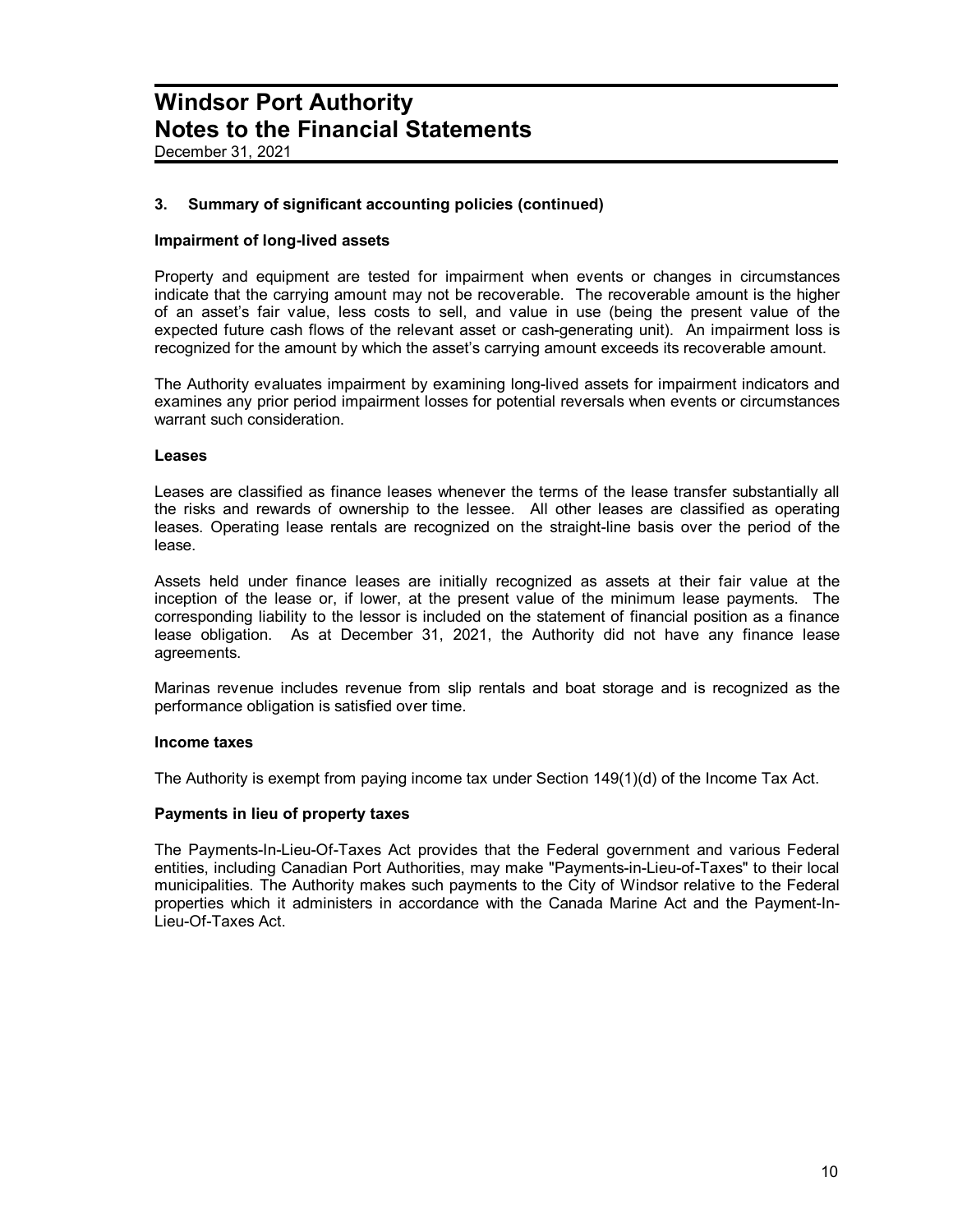### 3. Summary of significant accounting policies (continued)

**Impairment of long-lived assets**

Property and equipment are tested for impairment when events or changes in circumstances indicate that the carrying amount may not be recoverable. The recoverable amount is the higher of an asset's fair value, less costs to sell, and value in use (being the present value of the expected future cash flows of the relevant asset or cash-generating unit). An impairment loss is recognized for the amount by which the asset's carrying amount exceeds its recoverable amount.

The Authority evaluates impairment by examining long-lived assets for impairment indicators and examines any prior period impairment losses for potential reversals when events or circumstances warrant such consideration.

**Leases**

Leases are classified as finance leases whenever the terms of the lease transfer substantially all the risks and rewards of ownership to the lessee. All other leases are classified as operating leases. Operating lease rentals are recognized on the straight-line basis over the period of the lease.

Assets held under finance leases are initially recognized as assets at their fair value at the inception of the lease or, if lower, at the present value of the minimum lease payments. The corresponding liability to the lessor is included on the statement of financial position as a finance lease obligation. As at December 31, 2021, the Authority did not have any finance lease agreements.

Marinas revenue includes revenue from slip rentals and boat storage and is recognized as the performance obligation is satisfied over time.

**Income taxes**

The Authority is exempt from paying income tax under Section 149(1)(d) of the Income Tax Act.

**Payments in lieu of property taxes**

The Payments-In-Lieu-Of-Taxes Act provides that the Federal government and various Federal entities, including Canadian Port Authorities, may make "Payments-in-Lieu-of-Taxes" to their local municipalities. The Authority makes such payments to the City of Windsor relative to the Federal properties which it administers in accordance with the Canada Marine Act and the Payment-In-Lieu-Of-Taxes Act.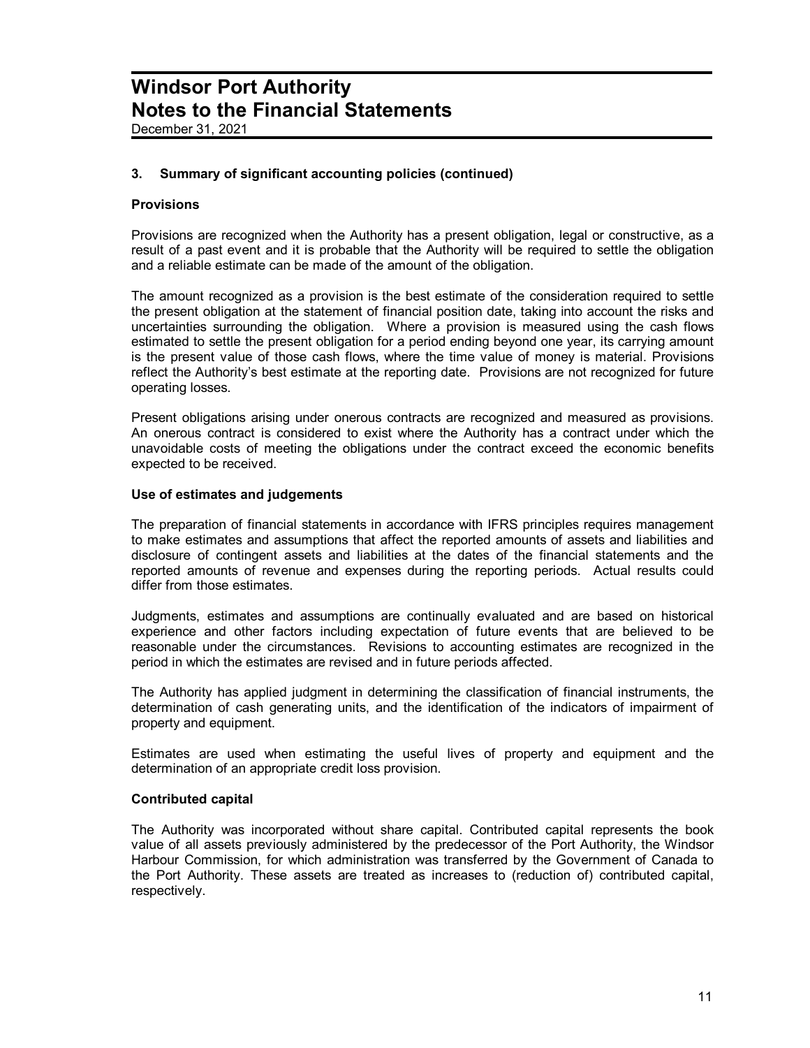### 3. Summary of significant accounting policies (continued)

**Provisions**

Provisions are recognized when the Authority has a present obligation, legal or constructive, as a result of a past event and it is probable that the Authority will be required to settle the obligation and a reliable estimate can be made of the amount of the obligation.

The amount recognized as a provision is the best estimate of the consideration required to settle the present obligation at the statement of financial position date, taking into account the risks and uncertainties surrounding the obligation. Where a provision is measured using the cash flows estimated to settle the present obligation for a period ending beyond one year, its carrying amount is the present value of those cash flows, where the time value of money is material. Provisions reflect the Authority's best estimate at the reporting date. Provisions are not recognized for future operating losses.

Present obligations arising under onerous contracts are recognized and measured as provisions. An onerous contract is considered to exist where the Authority has a contract under which the unavoidable costs of meeting the obligations under the contract exceed the economic benefits expected to be received.

**Use of estimates and judgements**

The preparation of financial statements in accordance with IFRS principles requires management to make estimates and assumptions that affect the reported amounts of assets and liabilities and disclosure of contingent assets and liabilities at the dates of the financial statements and the reported amounts of revenue and expenses during the reporting periods. Actual results could differ from those estimates.

Judgments, estimates and assumptions are continually evaluated and are based on historical experience and other factors including expectation of future events that are believed to be reasonable under the circumstances. Revisions to accounting estimates are recognized in the period in which the estimates are revised and in future periods affected.

The Authority has applied judgment in determining the classification of financial instruments, the determination of cash generating units, and the identification of the indicators of impairment of property and equipment.

Estimates are used when estimating the useful lives of property and equipment and the determination of an appropriate credit loss provision.

**Contributed capital**

The Authority was incorporated without share capital. Contributed capital represents the book value of all assets previously administered by the predecessor of the Port Authority, the Windsor Harbour Commission, for which administration was transferred by the Government of Canada to the Port Authority. These assets are treated as increases to (reduction of) contributed capital, respectively.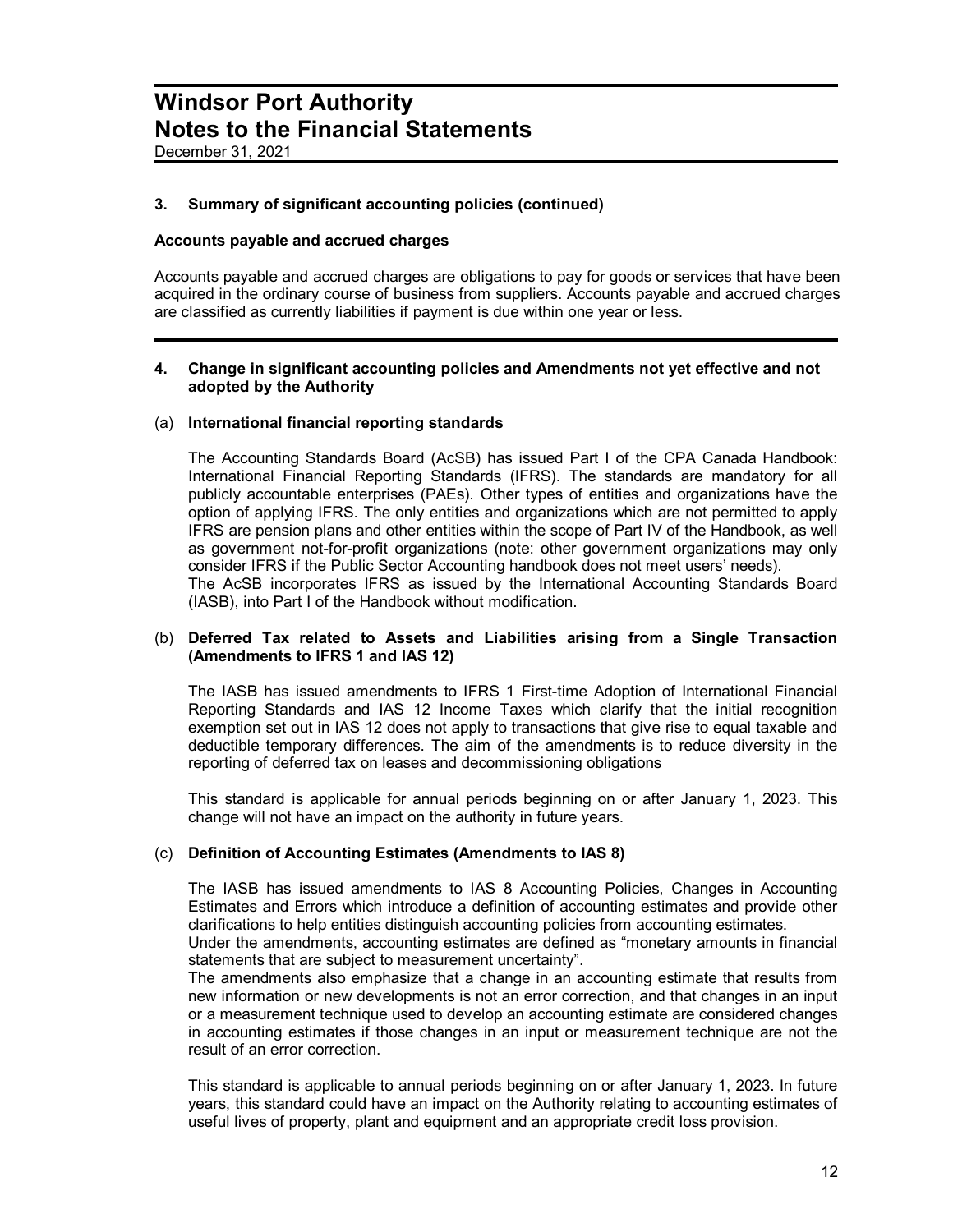### 3. Summary of significant accounting policies (continued)

**Accounts payable and accrued charges**

Accounts payable and accrued charges are obligations to pay for goods or services that have been acquired in the ordinary course of business from suppliers. Accounts payable and accrued charges are classified as currently liabilities if payment is due within one year or less.

### 4. Change in significant accounting policies and Amendments not yet effective and not adopted by the Authority

(a) **International financial reporting standards**

The Accounting Standards Board (AcSB) has issued Part I of the CPA Canada Handbook: International Financial Reporting Standards (IFRS). The standards are mandatory for all publicly accountable enterprises (PAEs). Other types of entities and organizations have the option of applying IFRS. The only entities and organizations which are not permitted to apply IFRS are pension plans and other entities within the scope of Part IV of the Handbook, as well as government not-for-profit organizations (note: other government organizations may only consider IFRS if the Public Sector Accounting handbook does not meet users' needs).
The AcSB incorporates IFRS as issued by the International Accounting Standards Board (IASB), into Part I of the Handbook without modification.

(b) **Deferred Tax related to Assets and Liabilities arising from a Single Transaction (Amendments to IFRS 1 and IAS 12)**

The IASB has issued amendments to IFRS 1 First-time Adoption of International Financial Reporting Standards and IAS 12 Income Taxes which clarify that the initial recognition exemption set out in IAS 12 does not apply to transactions that give rise to equal taxable and deductible temporary differences. The aim of the amendments is to reduce diversity in the reporting of deferred tax on leases and decommissioning obligations

This standard is applicable for annual periods beginning on or after January 1, 2023. This change will not have an impact on the authority in future years.

(c) **Definition of Accounting Estimates (Amendments to IAS 8)**

The IASB has issued amendments to IAS 8 Accounting Policies, Changes in Accounting Estimates and Errors which introduce a definition of accounting estimates and provide other clarifications to help entities distinguish accounting policies from accounting estimates.
Under the amendments, accounting estimates are defined as "monetary amounts in financial statements that are subject to measurement uncertainty".
The amendments also emphasize that a change in an accounting estimate that results from new information or new developments is not an error correction, and that changes in an input or a measurement technique used to develop an accounting estimate are considered changes in accounting estimates if those changes in an input or measurement technique are not the result of an error correction.

This standard is applicable to annual periods beginning on or after January 1, 2023. In future years, this standard could have an impact on the Authority relating to accounting estimates of useful lives of property, plant and equipment and an appropriate credit loss provision.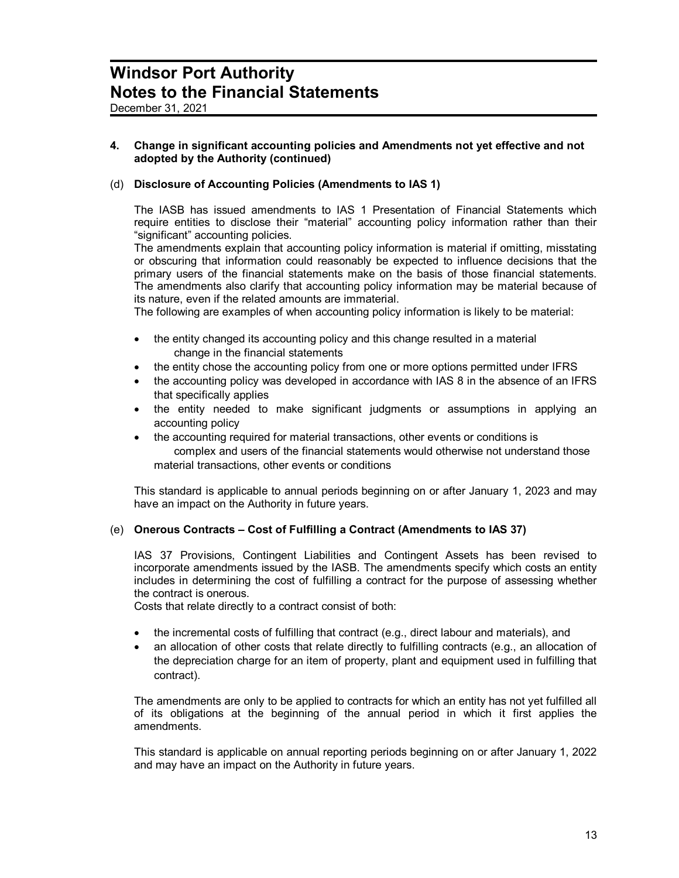## 4. Change in significant accounting policies and Amendments not yet effective and not adopted by the Authority (continued)

### (d) Disclosure of Accounting Policies (Amendments to IAS 1)

The IASB has issued amendments to IAS 1 Presentation of Financial Statements which require entities to disclose their "material" accounting policy information rather than their "significant" accounting policies.

The amendments explain that accounting policy information is material if omitting, misstating or obscuring that information could reasonably be expected to influence decisions that the primary users of the financial statements make on the basis of those financial statements. The amendments also clarify that accounting policy information may be material because of its nature, even if the related amounts are immaterial.

The following are examples of when accounting policy information is likely to be material:

- the entity changed its accounting policy and this change resulted in a material change in the financial statements
- the entity chose the accounting policy from one or more options permitted under IFRS
- the accounting policy was developed in accordance with IAS 8 in the absence of an IFRS that specifically applies
- the entity needed to make significant judgments or assumptions in applying an accounting policy
- the accounting required for material transactions, other events or conditions is complex and users of the financial statements would otherwise not understand those material transactions, other events or conditions

This standard is applicable to annual periods beginning on or after January 1, 2023 and may have an impact on the Authority in future years.

### (e) Onerous Contracts – Cost of Fulfilling a Contract (Amendments to IAS 37)

IAS 37 Provisions, Contingent Liabilities and Contingent Assets has been revised to incorporate amendments issued by the IASB. The amendments specify which costs an entity includes in determining the cost of fulfilling a contract for the purpose of assessing whether the contract is onerous.

Costs that relate directly to a contract consist of both:

- the incremental costs of fulfilling that contract (e.g., direct labour and materials), and
- an allocation of other costs that relate directly to fulfilling contracts (e.g., an allocation of the depreciation charge for an item of property, plant and equipment used in fulfilling that contract).

The amendments are only to be applied to contracts for which an entity has not yet fulfilled all of its obligations at the beginning of the annual period in which it first applies the amendments.

This standard is applicable on annual reporting periods beginning on or after January 1, 2022 and may have an impact on the Authority in future years.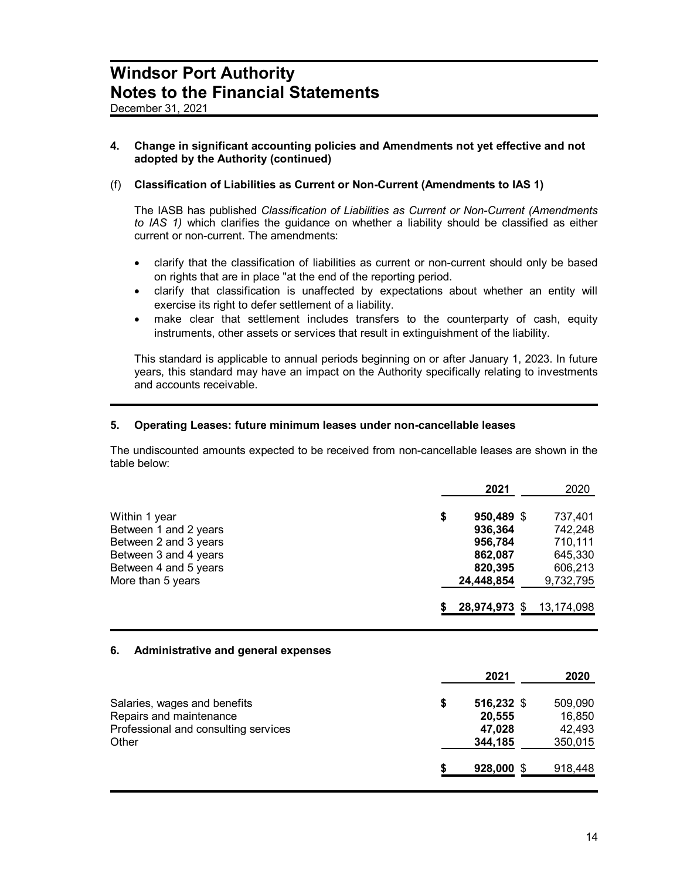**4. Change in significant accounting policies and Amendments not yet effective and not adopted by the Authority (continued)**

**(f) Classification of Liabilities as Current or Non-Current (Amendments to IAS 1)**

The IASB has published *Classification of Liabilities as Current or Non-Current (Amendments to IAS 1)* which clarifies the guidance on whether a liability should be classified as either current or non-current. The amendments:

- clarify that the classification of liabilities as current or non-current should only be based on rights that are in place "at the end of the reporting period.
- clarify that classification is unaffected by expectations about whether an entity will exercise its right to defer settlement of a liability.
- make clear that settlement includes transfers to the counterparty of cash, equity instruments, other assets or services that result in extinguishment of the liability.

This standard is applicable to annual periods beginning on or after January 1, 2023. In future years, this standard may have an impact on the Authority specifically relating to investments and accounts receivable.

## 5. Operating Leases: future minimum leases under non-cancellable leases

The undiscounted amounts expected to be received from non-cancellable leases are shown in the table below:

| | 2021 | 2020 |
|---|---|---|
| Within 1 year | $ **950,489** | $ 737,401 |
| Between 1 and 2 years | **936,364** | 742,248 |
| Between 2 and 3 years | **956,784** | 710,111 |
| Between 3 and 4 years | **862,087** | 645,330 |
| Between 4 and 5 years | **820,395** | 606,213 |
| More than 5 years | **24,448,854** | 9,732,795 |
| | $ **28,974,973** | $ 13,174,098 |

## 6. Administrative and general expenses

| | 2021 | 2020 |
|---|---|---|
| Salaries, wages and benefits | $ **516,232** | $ 509,090 |
| Repairs and maintenance | **20,555** | 16,850 |
| Professional and consulting services | **47,028** | 42,493 |
| Other | **344,185** | 350,015 |
| | $ **928,000** | $ 918,448 |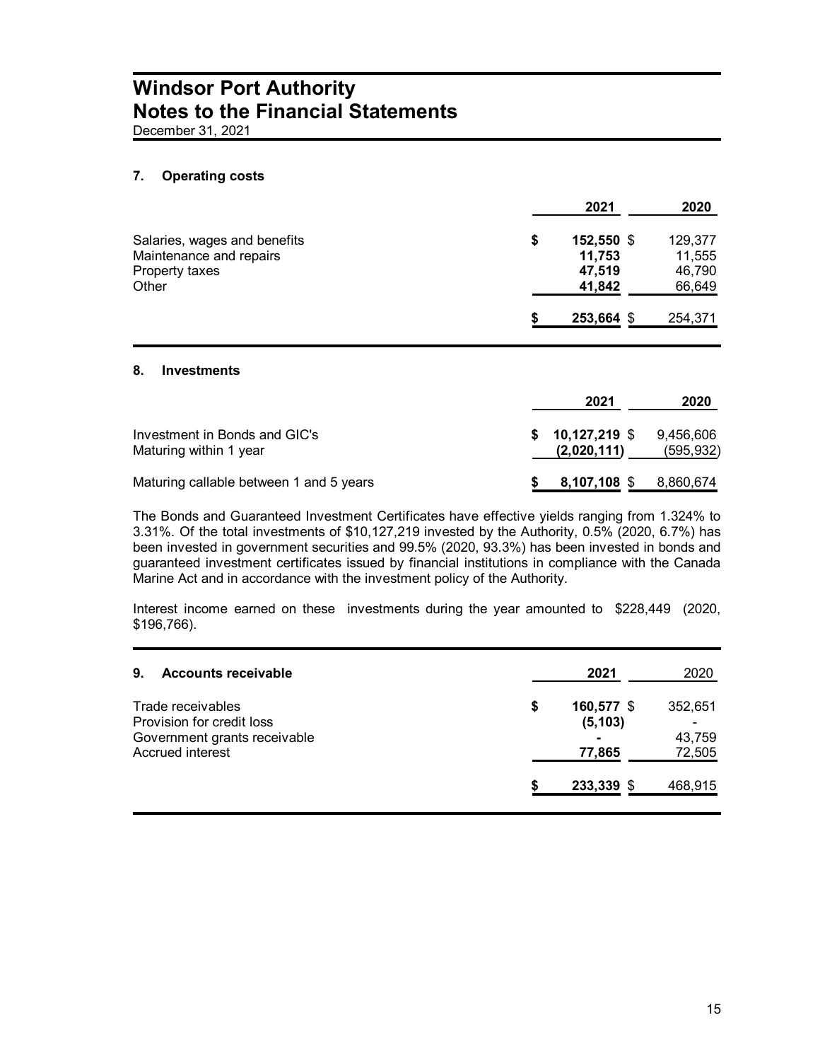# Windsor Port Authority
# Notes to the Financial Statements

December 31, 2021

## 7. Operating costs

| | 2021 | 2020 |
|---|---|---|
| Salaries, wages and benefits | **$ 152,550** | $ 129,377 |
| Maintenance and repairs | **11,753** | 11,555 |
| Property taxes | **47,519** | 46,790 |
| Other | **41,842** | 66,649 |
| | **$ 253,664** | $ 254,371 |

## 8. Investments

| | 2021 | 2020 |
|---|---|---|
| Investment in Bonds and GIC's | **$ 10,127,219** | $ 9,456,606 |
| Maturing within 1 year | **(2,020,111)** | (595,932) |
| Maturing callable between 1 and 5 years | **$ 8,107,108** | $ 8,860,674 |

The Bonds and Guaranteed Investment Certificates have effective yields ranging from 1.324% to 3.31%. Of the total investments of $10,127,219 invested by the Authority, 0.5% (2020, 6.7%) has been invested in government securities and 99.5% (2020, 93.3%) has been invested in bonds and guaranteed investment certificates issued by financial institutions in compliance with the Canada Marine Act and in accordance with the investment policy of the Authority.

Interest income earned on these investments during the year amounted to $228,449 (2020, $196,766).

## 9. Accounts receivable

| | 2021 | 2020 |
|---|---|---|
| Trade receivables | **$ 160,577** | $ 352,651 |
| Provision for credit loss | **(5,103)** | - |
| Government grants receivable | **-** | 43,759 |
| Accrued interest | **77,865** | 72,505 |
| | **$ 233,339** | $ 468,915 |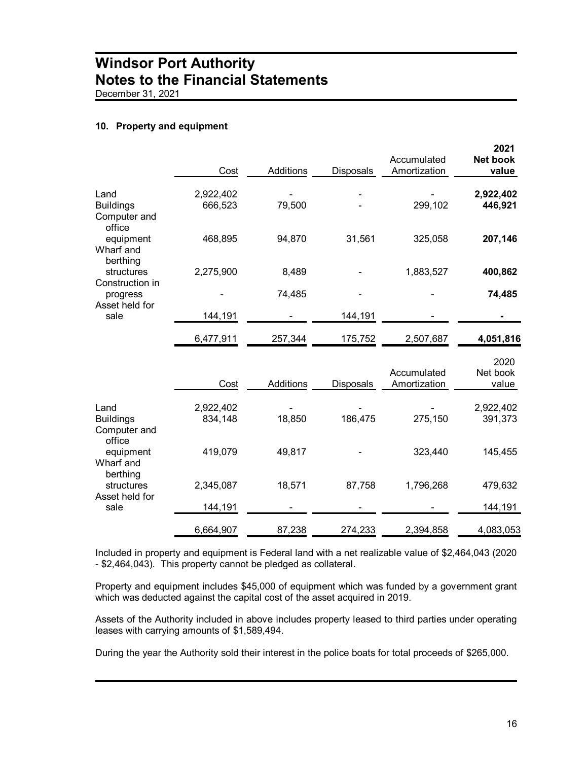# Windsor Port Authority
# Notes to the Financial Statements

December 31, 2021

## 10. Property and equipment

| | Cost | Additions | Disposals | Accumulated Amortization | **2021 Net book value** |
|---|---|---|---|---|---|
| Land | 2,922,402 | - | - | - | **2,922,402** |
| Buildings | 666,523 | 79,500 | - | 299,102 | **446,921** |
| Computer and office equipment | 468,895 | 94,870 | 31,561 | 325,058 | **207,146** |
| Wharf and berthing structures | 2,275,900 | 8,489 | - | 1,883,527 | **400,862** |
| Construction in progress | - | 74,485 | - | - | **74,485** |
| Asset held for sale | 144,191 | - | 144,191 | - | **-** |
| | 6,477,911 | 257,344 | 175,752 | 2,507,687 | **4,051,816** |

| | Cost | Additions | Disposals | Accumulated Amortization | 2020 Net book value |
|---|---|---|---|---|---|
| Land | 2,922,402 | - | - | - | 2,922,402 |
| Buildings | 834,148 | 18,850 | 186,475 | 275,150 | 391,373 |
| Computer and office equipment | 419,079 | 49,817 | - | 323,440 | 145,455 |
| Wharf and berthing structures | 2,345,087 | 18,571 | 87,758 | 1,796,268 | 479,632 |
| Asset held for sale | 144,191 | - | - | - | 144,191 |
| | 6,664,907 | 87,238 | 274,233 | 2,394,858 | 4,083,053 |

Included in property and equipment is Federal land with a net realizable value of $2,464,043 (2020 - $2,464,043). This property cannot be pledged as collateral.

Property and equipment includes $45,000 of equipment which was funded by a government grant which was deducted against the capital cost of the asset acquired in 2019.

Assets of the Authority included in above includes property leased to third parties under operating leases with carrying amounts of $1,589,494.

During the year the Authority sold their interest in the police boats for total proceeds of $265,000.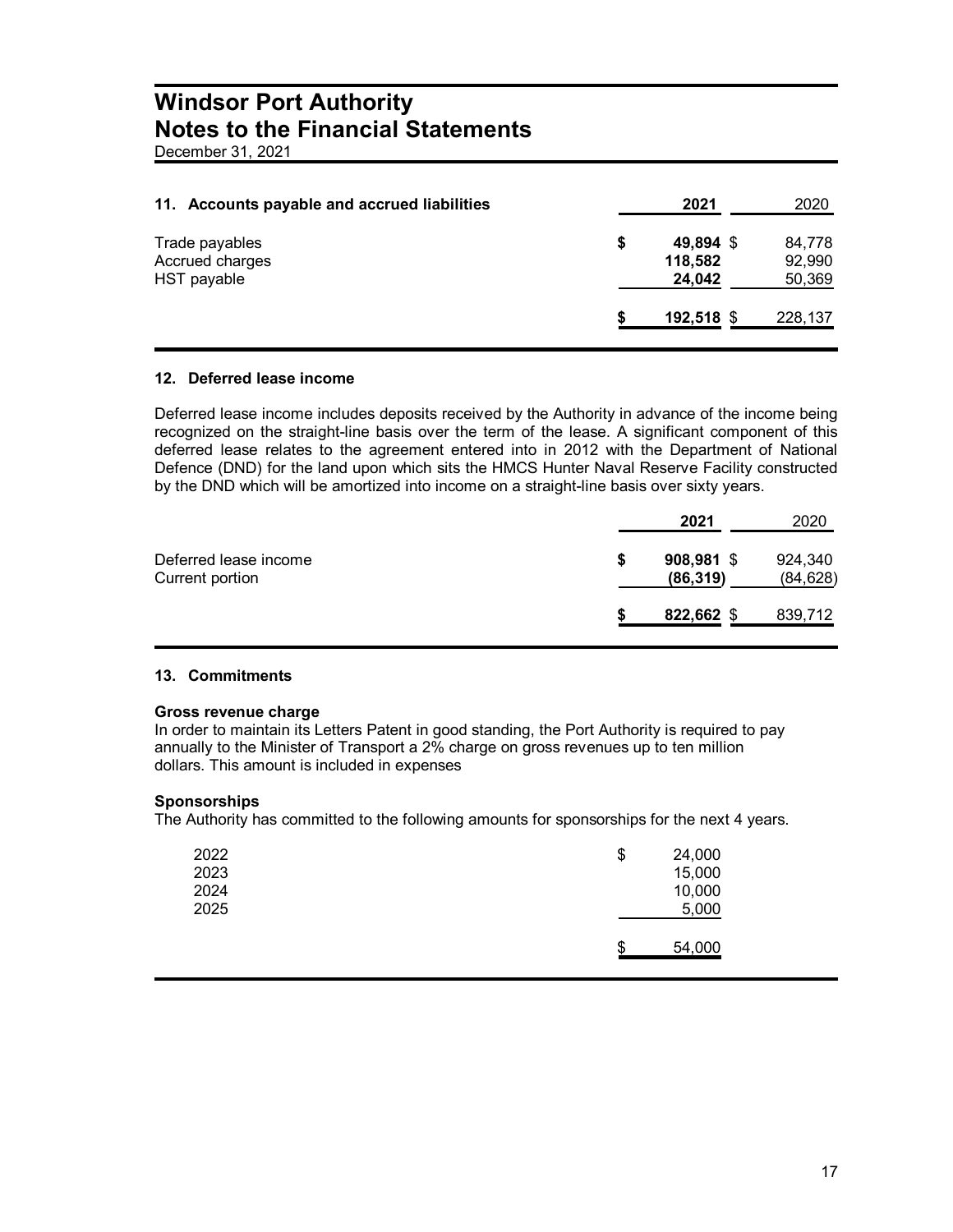# Windsor Port Authority
# Notes to the Financial Statements
December 31, 2021

## 11. Accounts payable and accrued liabilities

| | 2021 | 2020 |
|---|---|---|
| Trade payables | **$ 49,894** | $ 84,778 |
| Accrued charges | **118,582** | 92,990 |
| HST payable | **24,042** | 50,369 |
| | **$ 192,518** | $ 228,137 |

## 12. Deferred lease income

Deferred lease income includes deposits received by the Authority in advance of the income being recognized on the straight-line basis over the term of the lease. A significant component of this deferred lease relates to the agreement entered into in 2012 with the Department of National Defence (DND) for the land upon which sits the HMCS Hunter Naval Reserve Facility constructed by the DND which will be amortized into income on a straight-line basis over sixty years.

| | 2021 | 2020 |
|---|---|---|
| Deferred lease income | **$ 908,981** | $ 924,340 |
| Current portion | **(86,319)** | (84,628) |
| | **$ 822,662** | $ 839,712 |

## 13. Commitments

**Gross revenue charge**
In order to maintain its Letters Patent in good standing, the Port Authority is required to pay annually to the Minister of Transport a 2% charge on gross revenues up to ten million dollars. This amount is included in expenses

**Sponsorships**
The Authority has committed to the following amounts for sponsorships for the next 4 years.

| | |
|---|---|
| 2022 | $ 24,000 |
| 2023 | 15,000 |
| 2024 | 10,000 |
| 2025 | 5,000 |
| | $ 54,000 |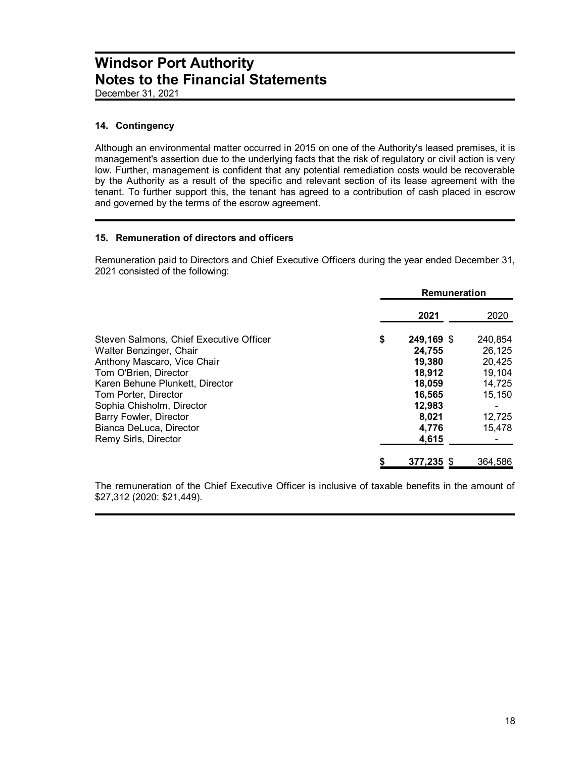# Windsor Port Authority
# Notes to the Financial Statements

December 31, 2021

### 14. Contingency

Although an environmental matter occurred in 2015 on one of the Authority's leased premises, it is management's assertion due to the underlying facts that the risk of regulatory or civil action is very low. Further, management is confident that any potential remediation costs would be recoverable by the Authority as a result of the specific and relevant section of its lease agreement with the tenant. To further support this, the tenant has agreed to a contribution of cash placed in escrow and governed by the terms of the escrow agreement.

### 15. Remuneration of directors and officers

Remuneration paid to Directors and Chief Executive Officers during the year ended December 31, 2021 consisted of the following:

| | Remuneration | |
|---|---|---|
| | **2021** | 2020 |
| Steven Salmons, Chief Executive Officer | **$ 249,169** | $ 240,854 |
| Walter Benzinger, Chair | **24,755** | 26,125 |
| Anthony Mascaro, Vice Chair | **19,380** | 20,425 |
| Tom O'Brien, Director | **18,912** | 19,104 |
| Karen Behune Plunkett, Director | **18,059** | 14,725 |
| Tom Porter, Director | **16,565** | 15,150 |
| Sophia Chisholm, Director | **12,983** | - |
| Barry Fowler, Director | **8,021** | 12,725 |
| Bianca DeLuca, Director | **4,776** | 15,478 |
| Remy Sirls, Director | **4,615** | - |
| | **$ 377,235** | $ 364,586 |

The remuneration of the Chief Executive Officer is inclusive of taxable benefits in the amount of $27,312 (2020: $21,449).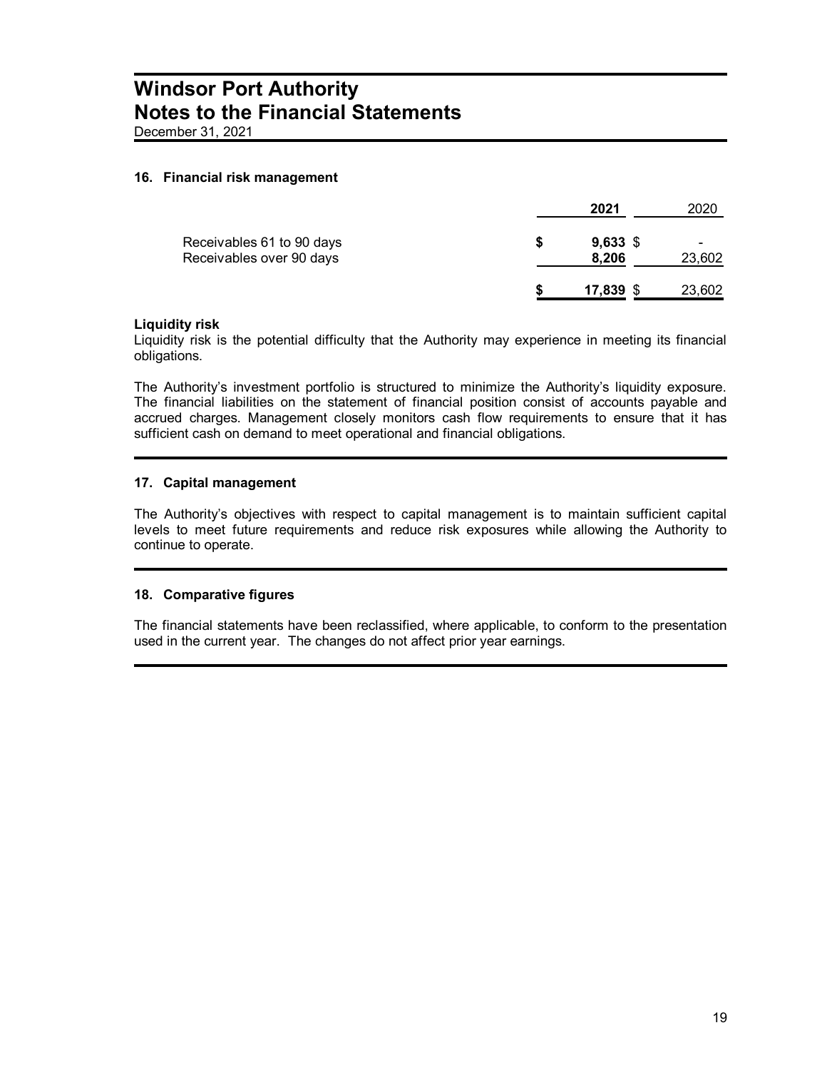# Windsor Port Authority
# Notes to the Financial Statements

December 31, 2021

### 16. Financial risk management

| | 2021 | 2020 |
|---|---|---|
| Receivables 61 to 90 days | **$ 9,633** | $ - |
| Receivables over 90 days | **8,206** | 23,602 |
| | **$ 17,839** | $ 23,602 |

**Liquidity risk**
Liquidity risk is the potential difficulty that the Authority may experience in meeting its financial obligations.

The Authority's investment portfolio is structured to minimize the Authority's liquidity exposure. The financial liabilities on the statement of financial position consist of accounts payable and accrued charges. Management closely monitors cash flow requirements to ensure that it has sufficient cash on demand to meet operational and financial obligations.

### 17. Capital management

The Authority's objectives with respect to capital management is to maintain sufficient capital levels to meet future requirements and reduce risk exposures while allowing the Authority to continue to operate.

### 18. Comparative figures

The financial statements have been reclassified, where applicable, to conform to the presentation used in the current year. The changes do not affect prior year earnings.